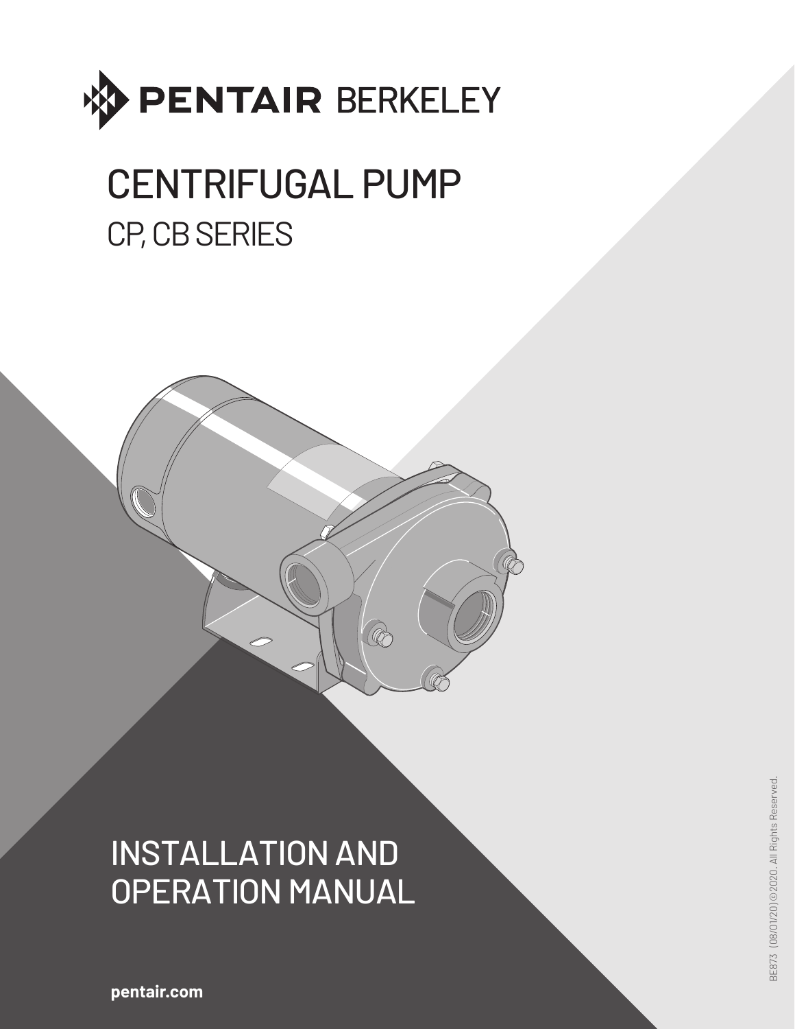PENTAIR BERKELEY

# CENTRIFUGAL PUMP

## CP, CB SERIES

# INSTALLATION AND OPERATION MANUAL

pentair.com

BE873 (08/01/20) ©2020. All Rights Reserved.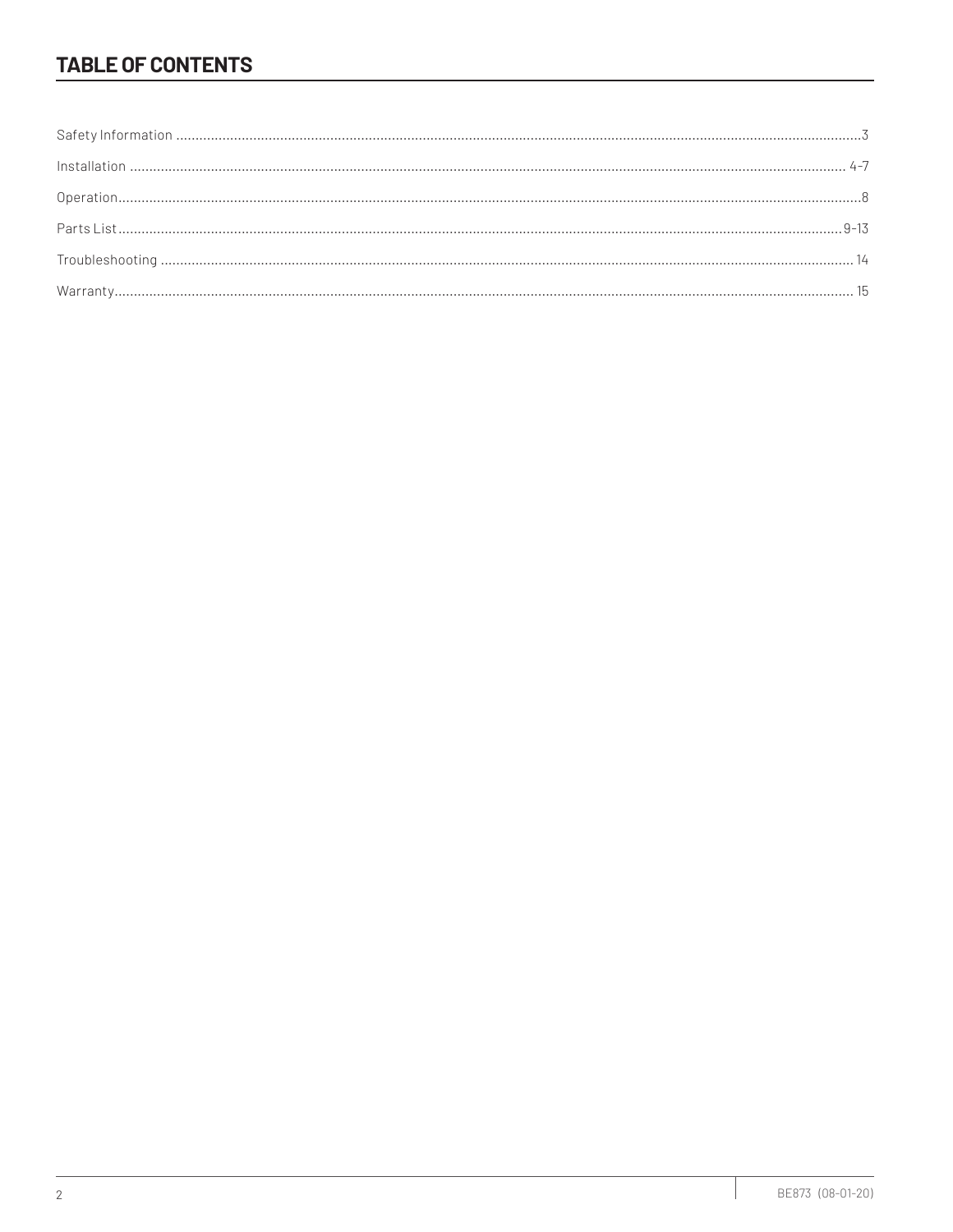# TABLE OF CONTENTS

Safety Information ........................................................................................ 3

Installation ........................................................................................ 4-7

Operation ........................................................................................ 8

Parts List ........................................................................................ 9-13

Troubleshooting ........................................................................................ 14

Warranty ........................................................................................ 15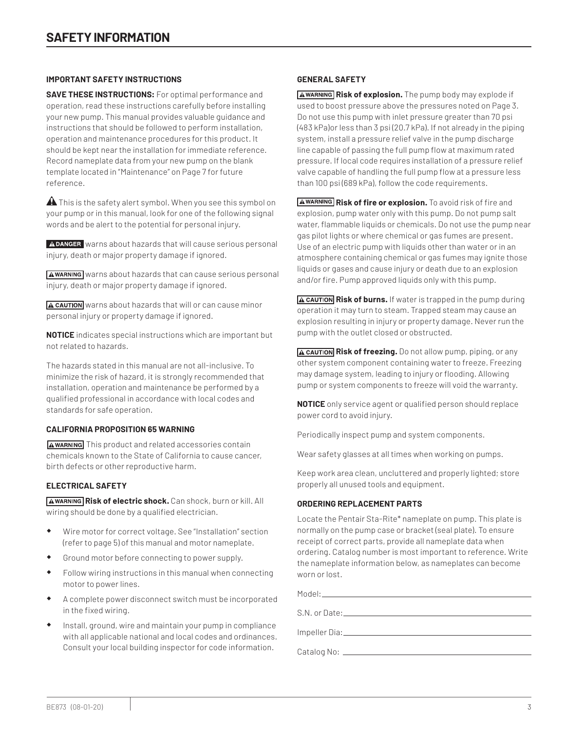# SAFETY INFORMATION

### IMPORTANT SAFETY INSTRUCTIONS

**SAVE THESE INSTRUCTIONS:** For optimal performance and operation, read these instructions carefully before installing your new pump. This manual provides valuable guidance and instructions that should be followed to perform installation, operation and maintenance procedures for this product. It should be kept near the installation for immediate reference. Record nameplate data from your new pump on the blank template located in "Maintenance" on Page 7 for future reference.

⚠ This is the safety alert symbol. When you see this symbol on your pump or in this manual, look for one of the following signal words and be alert to the potential for personal injury.

**⚠DANGER** warns about hazards that will cause serious personal injury, death or major property damage if ignored.

**⚠WARNING** warns about hazards that can cause serious personal injury, death or major property damage if ignored.

**⚠CAUTION** warns about hazards that will or can cause minor personal injury or property damage if ignored.

**NOTICE** indicates special instructions which are important but not related to hazards.

The hazards stated in this manual are not all-inclusive. To minimize the risk of hazard, it is strongly recommended that installation, operation and maintenance be performed by a qualified professional in accordance with local codes and standards for safe operation.

### CALIFORNIA PROPOSITION 65 WARNING

**⚠WARNING** This product and related accessories contain chemicals known to the State of California to cause cancer, birth defects or other reproductive harm.

### ELECTRICAL SAFETY

**⚠WARNING** **Risk of electric shock.** Can shock, burn or kill. All wiring should be done by a qualified electrician.

- Wire motor for correct voltage. See "Installation" section (refer to page 5) of this manual and motor nameplate.
- Ground motor before connecting to power supply.
- Follow wiring instructions in this manual when connecting motor to power lines.
- A complete power disconnect switch must be incorporated in the fixed wiring.
- Install, ground, wire and maintain your pump in compliance with all applicable national and local codes and ordinances. Consult your local building inspector for code information.

### GENERAL SAFETY

**⚠WARNING** **Risk of explosion.** The pump body may explode if used to boost pressure above the pressures noted on Page 3. Do not use this pump with inlet pressure greater than 70 psi (483 kPa)or less than 3 psi (20.7 kPa). If not already in the piping system, install a pressure relief valve in the pump discharge line capable of passing the full pump flow at maximum rated pressure. If local code requires installation of a pressure relief valve capable of handling the full pump flow at a pressure less than 100 psi (689 kPa), follow the code requirements.

**⚠WARNING** **Risk of fire or explosion.** To avoid risk of fire and explosion, pump water only with this pump. Do not pump salt water, flammable liquids or chemicals. Do not use the pump near gas pilot lights or where chemical or gas fumes are present. Use of an electric pump with liquids other than water or in an atmosphere containing chemical or gas fumes may ignite those liquids or gases and cause injury or death due to an explosion and/or fire. Pump approved liquids only with this pump.

**⚠CAUTION** **Risk of burns.** If water is trapped in the pump during operation it may turn to steam. Trapped steam may cause an explosion resulting in injury or property damage. Never run the pump with the outlet closed or obstructed.

**⚠CAUTION** **Risk of freezing.** Do not allow pump, piping, or any other system component containing water to freeze. Freezing may damage system, leading to injury or flooding. Allowing pump or system components to freeze will void the warranty.

**NOTICE** only service agent or qualified person should replace power cord to avoid injury.

Periodically inspect pump and system components.

Wear safety glasses at all times when working on pumps.

Keep work area clean, uncluttered and properly lighted; store properly all unused tools and equipment.

### ORDERING REPLACEMENT PARTS

Locate the Pentair Sta-Rite* nameplate on pump. This plate is normally on the pump case or bracket (seal plate). To ensure receipt of correct parts, provide all nameplate data when ordering. Catalog number is most important to reference. Write the nameplate information below, as nameplates can become worn or lost.

Model: ______________________________

S.N. or Date: ______________________________

Impeller Dia: ______________________________

Catalog No: ______________________________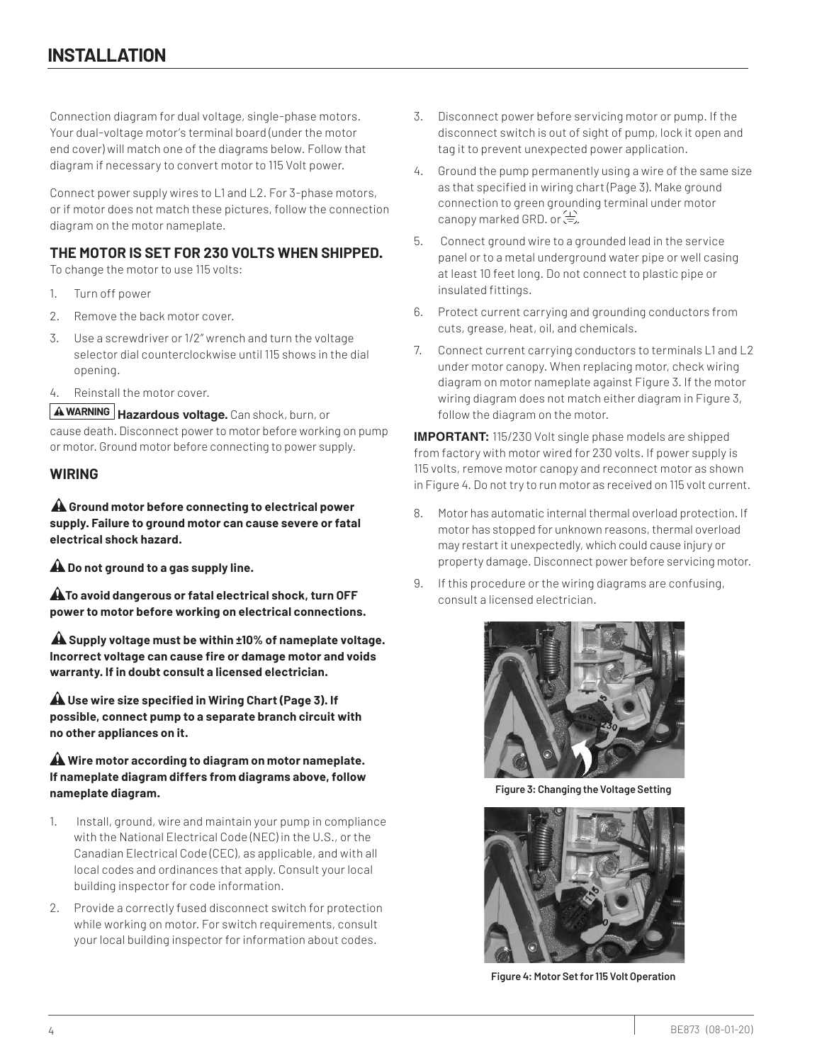# INSTALLATION

Connection diagram for dual voltage, single-phase motors. Your dual-voltage motor's terminal board (under the motor end cover) will match one of the diagrams below. Follow that diagram if necessary to convert motor to 115 Volt power.

Connect power supply wires to L1 and L2. For 3-phase motors, or if motor does not match these pictures, follow the connection diagram on the motor nameplate.

### THE MOTOR IS SET FOR 230 VOLTS WHEN SHIPPED.

To change the motor to use 115 volts:

1. Turn off power
2. Remove the back motor cover.
3. Use a screwdriver or 1/2" wrench and turn the voltage selector dial counterclockwise until 115 shows in the dial opening.
4. Reinstall the motor cover.

**⚠ WARNING** **Hazardous voltage.** Can shock, burn, or cause death. Disconnect power to motor before working on pump or motor. Ground motor before connecting to power supply.

## WIRING

**⚠ Ground motor before connecting to electrical power supply. Failure to ground motor can cause severe or fatal electrical shock hazard.**

**⚠ Do not ground to a gas supply line.**

**⚠ To avoid dangerous or fatal electrical shock, turn OFF power to motor before working on electrical connections.**

**⚠ Supply voltage must be within ±10% of nameplate voltage. Incorrect voltage can cause fire or damage motor and voids warranty. If in doubt consult a licensed electrician.**

**⚠ Use wire size specified in Wiring Chart (Page 3). If possible, connect pump to a separate branch circuit with no other appliances on it.**

**⚠ Wire motor according to diagram on motor nameplate. If nameplate diagram differs from diagrams above, follow nameplate diagram.**

1. Install, ground, wire and maintain your pump in compliance with the National Electrical Code (NEC) in the U.S., or the Canadian Electrical Code (CEC), as applicable, and with all local codes and ordinances that apply. Consult your local building inspector for code information.
2. Provide a correctly fused disconnect switch for protection while working on motor. For switch requirements, consult your local building inspector for information about codes.
3. Disconnect power before servicing motor or pump. If the disconnect switch is out of sight of pump, lock it open and tag it to prevent unexpected power application.
4. Ground the pump permanently using a wire of the same size as that specified in wiring chart (Page 3). Make ground connection to green grounding terminal under motor canopy marked GRD. or ⏚.
5. Connect ground wire to a grounded lead in the service panel or to a metal underground water pipe or well casing at least 10 feet long. Do not connect to plastic pipe or insulated fittings.
6. Protect current carrying and grounding conductors from cuts, grease, heat, oil, and chemicals.
7. Connect current carrying conductors to terminals L1 and L2 under motor canopy. When replacing motor, check wiring diagram on motor nameplate against Figure 3. If the motor wiring diagram does not match either diagram in Figure 3, follow the diagram on the motor.

**IMPORTANT:** 115/230 Volt single phase models are shipped from factory with motor wired for 230 volts. If power supply is 115 volts, remove motor canopy and reconnect motor as shown in Figure 4. Do not try to run motor as received on 115 volt current.

8. Motor has automatic internal thermal overload protection. If motor has stopped for unknown reasons, thermal overload may restart it unexpectedly, which could cause injury or property damage. Disconnect power before servicing motor.
9. If this procedure or the wiring diagrams are confusing, consult a licensed electrician.

**Figure 3: Changing the Voltage Setting**

**Figure 4: Motor Set for 115 Volt Operation**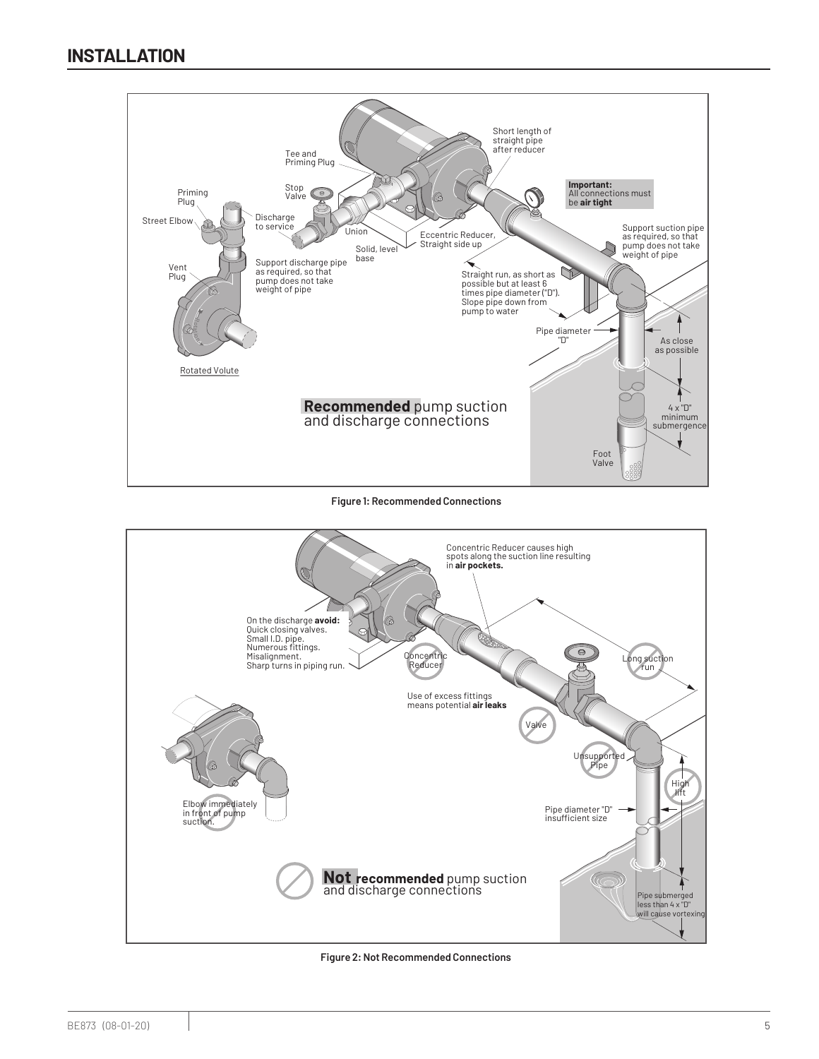# INSTALLATION

Short length of straight pipe after reducer

Tee and Priming Plug

Stop Valve

Priming Plug

Street Elbow

Discharge to service

Union

Important: All connections must be **air tight**

Eccentric Reducer, Straight side up

Support suction pipe as required, so that pump does not take weight of pipe

Solid, level base

Support discharge pipe as required, so that pump does not take weight of pipe

Vent Plug

Straight run, as short as possible but at least 6 times pipe diameter ("D"). Slope pipe down from pump to water

Pipe diameter "D"

As close as possible

Rotated Volute

**Recommended** pump suction and discharge connections

4 x "D" minimum submergence

Foot Valve

**Figure 1: Recommended Connections**

Concentric Reducer causes high spots along the suction line resulting in **air pockets.**

On the discharge **avoid:**
Quick closing valves.
Small I.D. pipe.
Numerous fittings.
Misalignment.
Sharp turns in piping run.

Concentric Reducer

Long suction run

Use of excess fittings means potential **air leaks**

Valve

Unsupported Pipe

High lift

Elbow immediately in front of pump suction.

Pipe diameter "D" insufficient size

**Not recommended** pump suction and discharge connections

Pipe submerged less than 4 x "D" will cause vortexing

**Figure 2: Not Recommended Connections**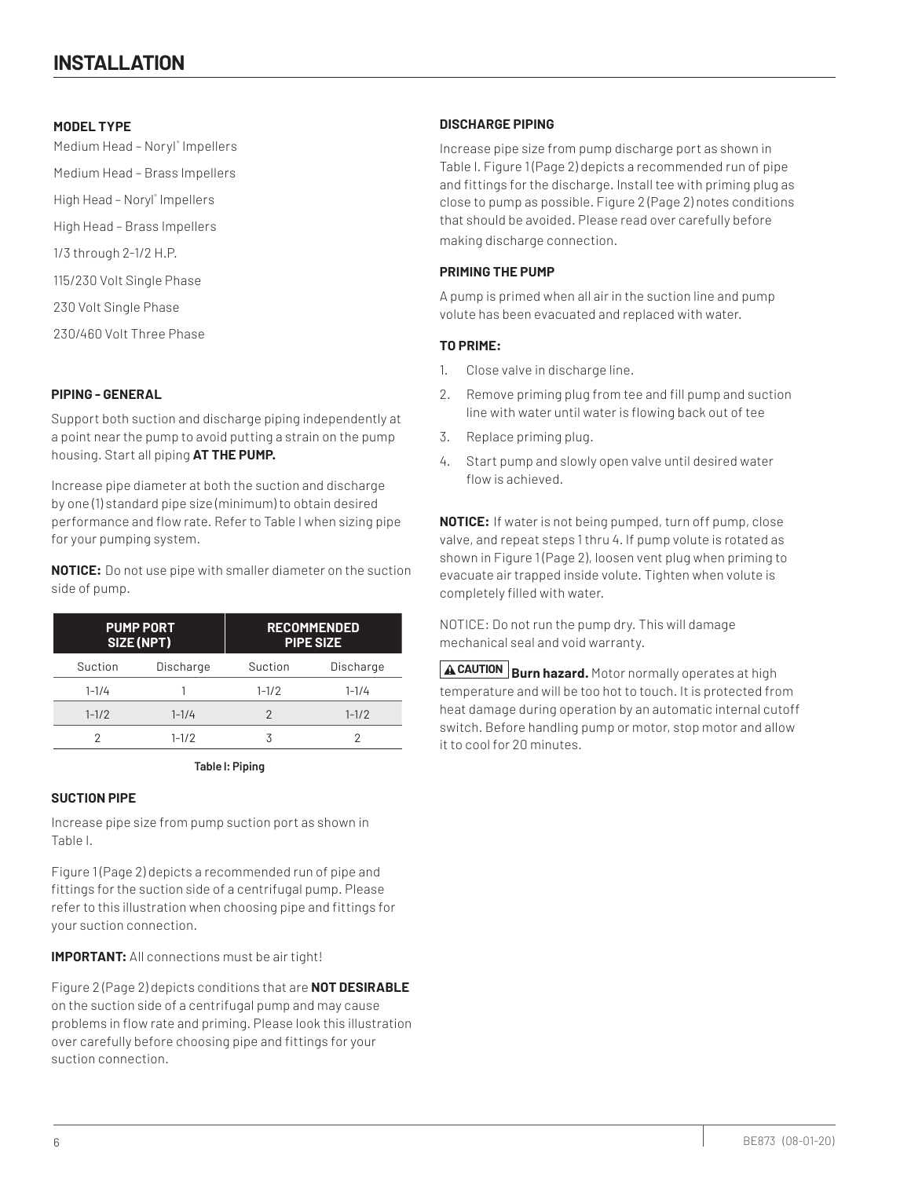# INSTALLATION

**MODEL TYPE**

Medium Head – Noryl® Impellers

Medium Head – Brass Impellers

High Head – Noryl® Impellers

High Head – Brass Impellers

1/3 through 2-1/2 H.P.

115/230 Volt Single Phase

230 Volt Single Phase

230/460 Volt Three Phase

**PIPING - GENERAL**

Support both suction and discharge piping independently at a point near the pump to avoid putting a strain on the pump housing. Start all piping **AT THE PUMP.**

Increase pipe diameter at both the suction and discharge by one (1) standard pipe size (minimum) to obtain desired performance and flow rate. Refer to Table I when sizing pipe for your pumping system.

**NOTICE:** Do not use pipe with smaller diameter on the suction side of pump.

| PUMP PORT SIZE (NPT) | | RECOMMENDED PIPE SIZE | |
|---|---|---|---|
| Suction | Discharge | Suction | Discharge |
| 1-1/4 | 1 | 1-1/2 | 1-1/4 |
| 1-1/2 | 1-1/4 | 2 | 1-1/2 |
| 2 | 1-1/2 | 3 | 2 |

**Table I: Piping**

**SUCTION PIPE**

Increase pipe size from pump suction port as shown in Table I.

Figure 1 (Page 2) depicts a recommended run of pipe and fittings for the suction side of a centrifugal pump. Please refer to this illustration when choosing pipe and fittings for your suction connection.

**IMPORTANT:** All connections must be air tight!

Figure 2 (Page 2) depicts conditions that are **NOT DESIRABLE** on the suction side of a centrifugal pump and may cause problems in flow rate and priming. Please look this illustration over carefully before choosing pipe and fittings for your suction connection.

**DISCHARGE PIPING**

Increase pipe size from pump discharge port as shown in Table I. Figure 1 (Page 2) depicts a recommended run of pipe and fittings for the discharge. Install tee with priming plug as close to pump as possible. Figure 2 (Page 2) notes conditions that should be avoided. Please read over carefully before making discharge connection.

**PRIMING THE PUMP**

A pump is primed when all air in the suction line and pump volute has been evacuated and replaced with water.

**TO PRIME:**

1. Close valve in discharge line.
2. Remove priming plug from tee and fill pump and suction line with water until water is flowing back out of tee
3. Replace priming plug.
4. Start pump and slowly open valve until desired water flow is achieved.

**NOTICE:** If water is not being pumped, turn off pump, close valve, and repeat steps 1 thru 4. If pump volute is rotated as shown in Figure 1 (Page 2), loosen vent plug when priming to evacuate air trapped inside volute. Tighten when volute is completely filled with water.

NOTICE: Do not run the pump dry. This will damage mechanical seal and void warranty.

**⚠ CAUTION** **Burn hazard.** Motor normally operates at high temperature and will be too hot to touch. It is protected from heat damage during operation by an automatic internal cutoff switch. Before handling pump or motor, stop motor and allow it to cool for 20 minutes.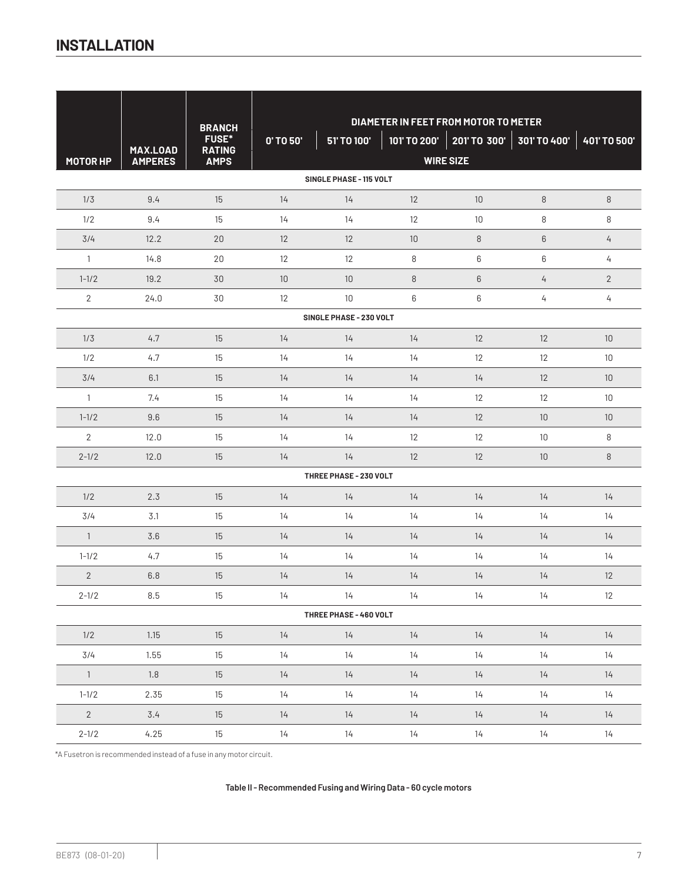# INSTALLATION

| MOTOR HP | MAX.LOAD AMPERES | BRANCH FUSE* RATING AMPS | DIAMETER IN FEET FROM MOTOR TO METER | | | | | |
|---|---|---|---|---|---|---|---|---|
| | | | 0' TO 50' | 51' TO 100' | 101' TO 200' | 201' TO 300' | 301' TO 400' | 401' TO 500' |
| | | | WIRE SIZE | | | | | |
| **SINGLE PHASE - 115 VOLT** | | | | | | | | |
| 1/3 | 9.4 | 15 | 14 | 14 | 12 | 10 | 8 | 8 |
| 1/2 | 9.4 | 15 | 14 | 14 | 12 | 10 | 8 | 8 |
| 3/4 | 12.2 | 20 | 12 | 12 | 10 | 8 | 6 | 4 |
| 1 | 14.8 | 20 | 12 | 12 | 8 | 6 | 6 | 4 |
| 1-1/2 | 19.2 | 30 | 10 | 10 | 8 | 6 | 4 | 2 |
| 2 | 24.0 | 30 | 12 | 10 | 6 | 6 | 4 | 4 |
| **SINGLE PHASE - 230 VOLT** | | | | | | | | |
| 1/3 | 4.7 | 15 | 14 | 14 | 14 | 12 | 12 | 10 |
| 1/2 | 4.7 | 15 | 14 | 14 | 14 | 12 | 12 | 10 |
| 3/4 | 6.1 | 15 | 14 | 14 | 14 | 14 | 12 | 10 |
| 1 | 7.4 | 15 | 14 | 14 | 14 | 12 | 12 | 10 |
| 1-1/2 | 9.6 | 15 | 14 | 14 | 14 | 12 | 10 | 10 |
| 2 | 12.0 | 15 | 14 | 14 | 12 | 12 | 10 | 8 |
| 2-1/2 | 12.0 | 15 | 14 | 14 | 12 | 12 | 10 | 8 |
| **THREE PHASE - 230 VOLT** | | | | | | | | |
| 1/2 | 2.3 | 15 | 14 | 14 | 14 | 14 | 14 | 14 |
| 3/4 | 3.1 | 15 | 14 | 14 | 14 | 14 | 14 | 14 |
| 1 | 3.6 | 15 | 14 | 14 | 14 | 14 | 14 | 14 |
| 1-1/2 | 4.7 | 15 | 14 | 14 | 14 | 14 | 14 | 14 |
| 2 | 6.8 | 15 | 14 | 14 | 14 | 14 | 14 | 12 |
| 2-1/2 | 8.5 | 15 | 14 | 14 | 14 | 14 | 14 | 12 |
| **THREE PHASE - 460 VOLT** | | | | | | | | |
| 1/2 | 1.15 | 15 | 14 | 14 | 14 | 14 | 14 | 14 |
| 3/4 | 1.55 | 15 | 14 | 14 | 14 | 14 | 14 | 14 |
| 1 | 1.8 | 15 | 14 | 14 | 14 | 14 | 14 | 14 |
| 1-1/2 | 2.35 | 15 | 14 | 14 | 14 | 14 | 14 | 14 |
| 2 | 3.4 | 15 | 14 | 14 | 14 | 14 | 14 | 14 |
| 2-1/2 | 4.25 | 15 | 14 | 14 | 14 | 14 | 14 | 14 |

*A Fusetron is recommended instead of a fuse in any motor circuit.

**Table II - Recommended Fusing and Wiring Data - 60 cycle motors**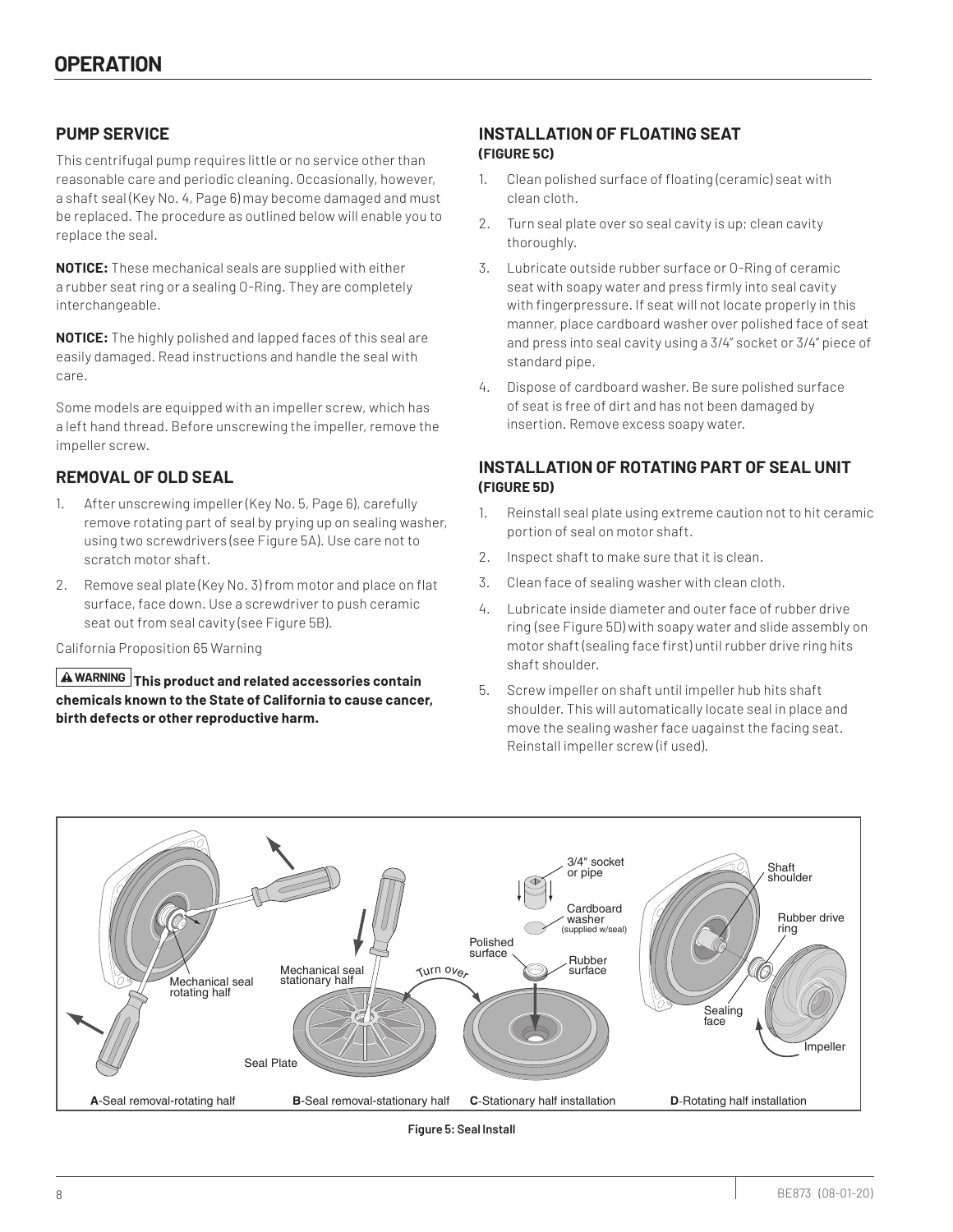# OPERATION

## PUMP SERVICE

This centrifugal pump requires little or no service other than reasonable care and periodic cleaning. Occasionally, however, a shaft seal (Key No. 4, Page 6) may become damaged and must be replaced. The procedure as outlined below will enable you to replace the seal.

**NOTICE:** These mechanical seals are supplied with either a rubber seat ring or a sealing O-Ring. They are completely interchangeable.

**NOTICE:** The highly polished and lapped faces of this seal are easily damaged. Read instructions and handle the seal with care.

Some models are equipped with an impeller screw, which has a left hand thread. Before unscrewing the impeller, remove the impeller screw.

## REMOVAL OF OLD SEAL

1. After unscrewing impeller (Key No. 5, Page 6), carefully remove rotating part of seal by prying up on sealing washer, using two screwdrivers (see Figure 5A). Use care not to scratch motor shaft.
2. Remove seal plate (Key No. 3) from motor and place on flat surface, face down. Use a screwdriver to push ceramic seat out from seal cavity (see Figure 5B).

California Proposition 65 Warning

**⚠ WARNING This product and related accessories contain chemicals known to the State of California to cause cancer, birth defects or other reproductive harm.**

## INSTALLATION OF FLOATING SEAT (FIGURE 5C)

1. Clean polished surface of floating (ceramic) seat with clean cloth.
2. Turn seal plate over so seal cavity is up; clean cavity thoroughly.
3. Lubricate outside rubber surface or O-Ring of ceramic seat with soapy water and press firmly into seal cavity with fingerpressure. If seat will not locate properly in this manner, place cardboard washer over polished face of seat and press into seal cavity using a 3/4" socket or 3/4" piece of standard pipe.
4. Dispose of cardboard washer. Be sure polished surface of seat is free of dirt and has not been damaged by insertion. Remove excess soapy water.

## INSTALLATION OF ROTATING PART OF SEAL UNIT (FIGURE 5D)

1. Reinstall seal plate using extreme caution not to hit ceramic portion of seal on motor shaft.
2. Inspect shaft to make sure that it is clean.
3. Clean face of sealing washer with clean cloth.
4. Lubricate inside diameter and outer face of rubber drive ring (see Figure 5D) with soapy water and slide assembly on motor shaft (sealing face first) until rubber drive ring hits shaft shoulder.
5. Screw impeller on shaft until impeller hub hits shaft shoulder. This will automatically locate seal in place and move the sealing washer face uagainst the facing seat. Reinstall impeller screw (if used).

A-Seal removal-rotating half B-Seal removal-stationary half C-Stationary half installation D-Rotating half installation

Figure 5: Seal Install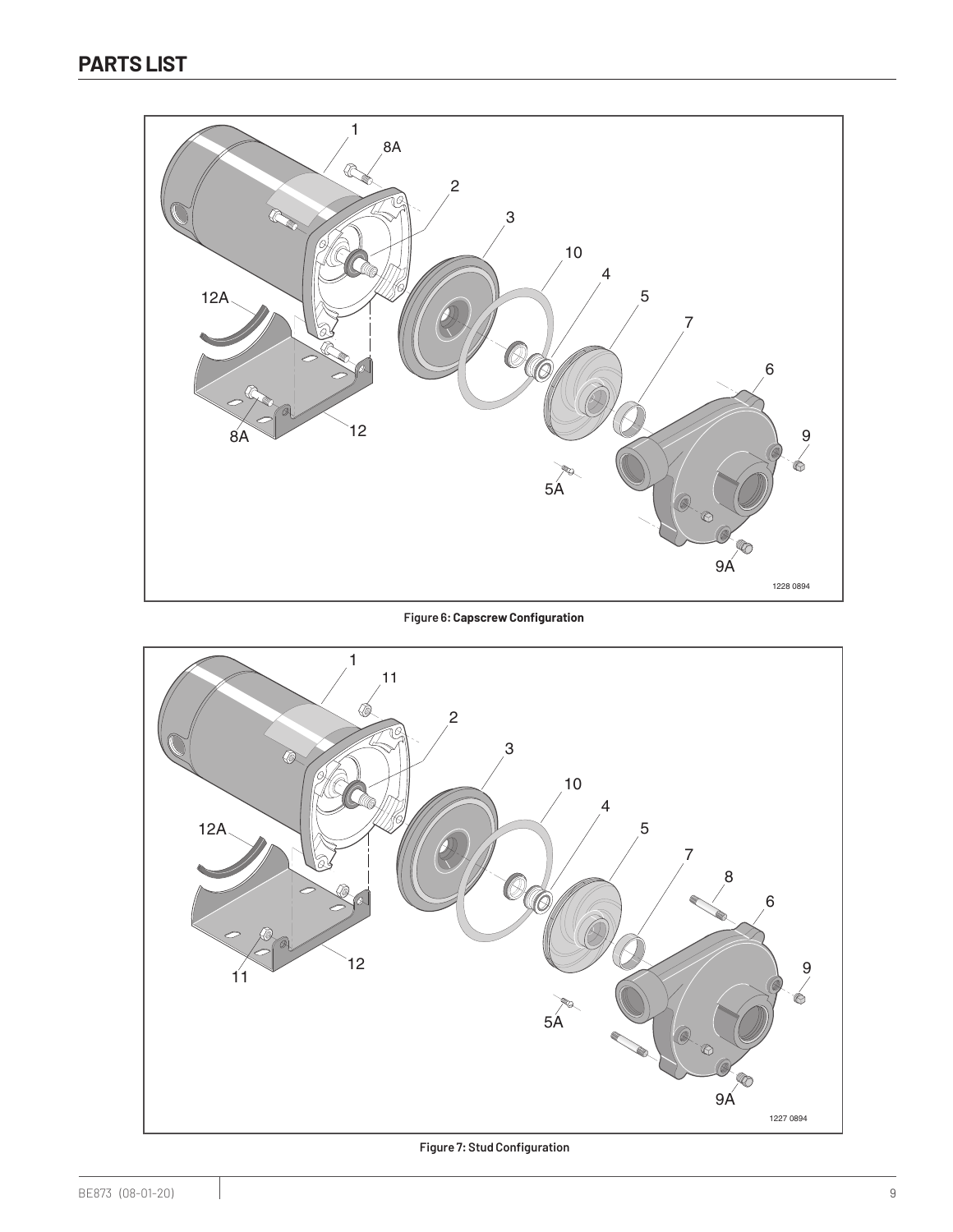## PARTS LIST

Figure 6: **Capscrew Configuration**

Figure 7: **Stud Configuration**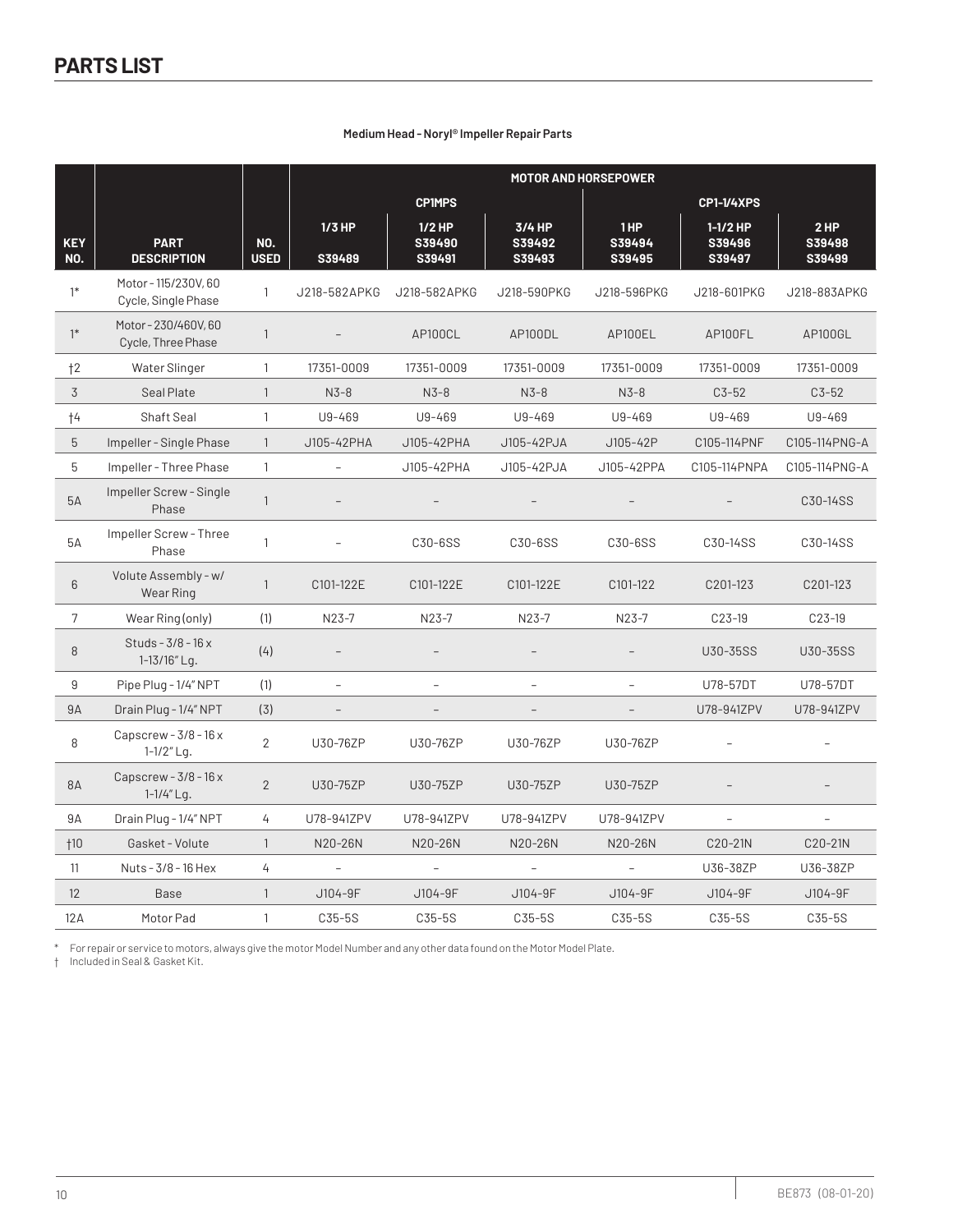# PARTS LIST

**Medium Head - Noryl® Impeller Repair Parts**

| | | | MOTOR AND HORSEPOWER | | | | | |
|---|---|---|---|---|---|---|---|---|
| | | | CP1MPS | | | CP1-1/4XPS | | |
| **KEY NO.** | **PART DESCRIPTION** | **NO. USED** | **1/3 HP S39489** | **1/2 HP S39490 S39491** | **3/4 HP S39492 S39493** | **1 HP S39494 S39495** | **1-1/2 HP S39496 S39497** | **2 HP S39498 S39499** |
| 1* | Motor - 115/230V, 60 Cycle, Single Phase | 1 | J218-582APKG | J218-582APKG | J218-590PKG | J218-596PKG | J218-601PKG | J218-883APKG |
| 1* | Motor - 230/460V, 60 Cycle, Three Phase | 1 | – | AP100CL | AP100DL | AP100EL | AP100FL | AP100GL |
| †2 | Water Slinger | 1 | 17351-0009 | 17351-0009 | 17351-0009 | 17351-0009 | 17351-0009 | 17351-0009 |
| 3 | Seal Plate | 1 | N3-8 | N3-8 | N3-8 | N3-8 | C3-52 | C3-52 |
| †4 | Shaft Seal | 1 | U9-469 | U9-469 | U9-469 | U9-469 | U9-469 | U9-469 |
| 5 | Impeller - Single Phase | 1 | J105-42PHA | J105-42PHA | J105-42PJA | J105-42P | C105-114PNF | C105-114PNG-A |
| 5 | Impeller - Three Phase | 1 | – | J105-42PHA | J105-42PJA | J105-42PPA | C105-114PNPA | C105-114PNG-A |
| 5A | Impeller Screw - Single Phase | 1 | – | – | – | – | – | C30-14SS |
| 5A | Impeller Screw - Three Phase | 1 | – | C30-6SS | C30-6SS | C30-6SS | C30-14SS | C30-14SS |
| 6 | Volute Assembly - w/ Wear Ring | 1 | C101-122E | C101-122E | C101-122E | C101-122 | C201-123 | C201-123 |
| 7 | Wear Ring (only) | (1) | N23-7 | N23-7 | N23-7 | N23-7 | C23-19 | C23-19 |
| 8 | Studs - 3/8 - 16 x 1-13/16" Lg. | (4) | – | – | – | – | U30-35SS | U30-35SS |
| 9 | Pipe Plug - 1/4" NPT | (1) | – | – | – | – | U78-57DT | U78-57DT |
| 9A | Drain Plug - 1/4" NPT | (3) | – | – | – | – | U78-941ZPV | U78-941ZPV |
| 8 | Capscrew - 3/8 - 16 x 1-1/2" Lg. | 2 | U30-76ZP | U30-76ZP | U30-76ZP | U30-76ZP | – | – |
| 8A | Capscrew - 3/8 - 16 x 1-1/4" Lg. | 2 | U30-75ZP | U30-75ZP | U30-75ZP | U30-75ZP | – | – |
| 9A | Drain Plug - 1/4" NPT | 4 | U78-941ZPV | U78-941ZPV | U78-941ZPV | U78-941ZPV | – | – |
| †10 | Gasket - Volute | 1 | N20-26N | N20-26N | N20-26N | N20-26N | C20-21N | C20-21N |
| 11 | Nuts - 3/8 - 16 Hex | 4 | – | – | – | – | U36-38ZP | U36-38ZP |
| 12 | Base | 1 | J104-9F | J104-9F | J104-9F | J104-9F | J104-9F | J104-9F |
| 12A | Motor Pad | 1 | C35-5S | C35-5S | C35-5S | C35-5S | C35-5S | C35-5S |

\* For repair or service to motors, always give the motor Model Number and any other data found on the Motor Model Plate.

† Included in Seal & Gasket Kit.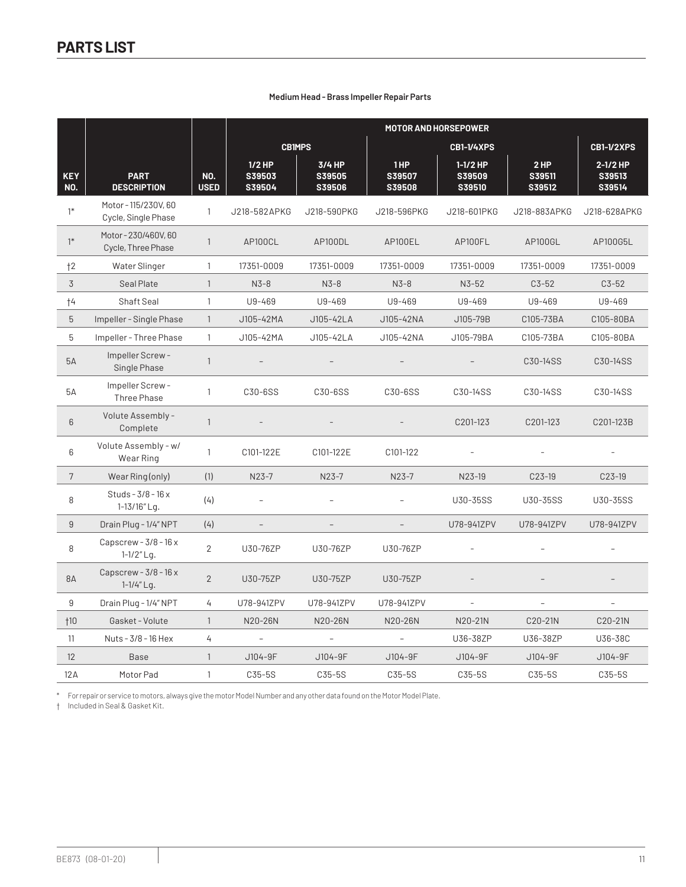# PARTS LIST

**Medium Head - Brass Impeller Repair Parts**

| | | | MOTOR AND HORSEPOWER | | | | | |
|---|---|---|---|---|---|---|---|---|
| | | | CB1MPS | | CB1-1/4XPS | | | CB1-1/2XPS |
| KEY NO. | PART DESCRIPTION | NO. USED | 1/2 HP S39503 S39504 | 3/4 HP S39505 S39506 | 1 HP S39507 S39508 | 1-1/2 HP S39509 S39510 | 2 HP S39511 S39512 | 2-1/2 HP S39513 S39514 |
| 1* | Motor - 115/230V, 60 Cycle, Single Phase | 1 | J218-582APKG | J218-590PKG | J218-596PKG | J218-601PKG | J218-883APKG | J218-628APKG |
| 1* | Motor - 230/460V, 60 Cycle, Three Phase | 1 | AP100CL | AP100DL | AP100EL | AP100FL | AP100GL | AP100G5L |
| †2 | Water Slinger | 1 | 17351-0009 | 17351-0009 | 17351-0009 | 17351-0009 | 17351-0009 | 17351-0009 |
| 3 | Seal Plate | 1 | N3-8 | N3-8 | N3-8 | N3-52 | C3-52 | C3-52 |
| †4 | Shaft Seal | 1 | U9-469 | U9-469 | U9-469 | U9-469 | U9-469 | U9-469 |
| 5 | Impeller - Single Phase | 1 | J105-42MA | J105-42LA | J105-42NA | J105-79B | C105-73BA | C105-80BA |
| 5 | Impeller - Three Phase | 1 | J105-42MA | J105-42LA | J105-42NA | J105-79BA | C105-73BA | C105-80BA |
| 5A | Impeller Screw - Single Phase | 1 | – | – | – | – | C30-14SS | C30-14SS |
| 5A | Impeller Screw - Three Phase | 1 | C30-6SS | C30-6SS | C30-6SS | C30-14SS | C30-14SS | C30-14SS |
| 6 | Volute Assembly - Complete | 1 | – | – | – | C201-123 | C201-123 | C201-123B |
| 6 | Volute Assembly - w/ Wear Ring | 1 | C101-122E | C101-122E | C101-122 | – | – | – |
| 7 | Wear Ring (only) | (1) | N23-7 | N23-7 | N23-7 | N23-19 | C23-19 | C23-19 |
| 8 | Studs - 3/8 - 16 x 1-13/16" Lg. | (4) | – | – | – | U30-35SS | U30-35SS | U30-35SS |
| 9 | Drain Plug - 1/4" NPT | (4) | – | – | – | U78-941ZPV | U78-941ZPV | U78-941ZPV |
| 8 | Capscrew - 3/8 - 16 x 1-1/2" Lg. | 2 | U30-76ZP | U30-76ZP | U30-76ZP | – | – | – |
| 8A | Capscrew - 3/8 - 16 x 1-1/4" Lg. | 2 | U30-75ZP | U30-75ZP | U30-75ZP | – | – | – |
| 9 | Drain Plug - 1/4" NPT | 4 | U78-941ZPV | U78-941ZPV | U78-941ZPV | – | – | – |
| †10 | Gasket - Volute | 1 | N20-26N | N20-26N | N20-26N | N20-21N | C20-21N | C20-21N |
| 11 | Nuts - 3/8 - 16 Hex | 4 | – | – | – | U36-38ZP | U36-38ZP | U36-38C |
| 12 | Base | 1 | J104-9F | J104-9F | J104-9F | J104-9F | J104-9F | J104-9F |
| 12A | Motor Pad | 1 | C35-5S | C35-5S | C35-5S | C35-5S | C35-5S | C35-5S |

\* For repair or service to motors, always give the motor Model Number and any other data found on the Motor Model Plate.

† Included in Seal & Gasket Kit.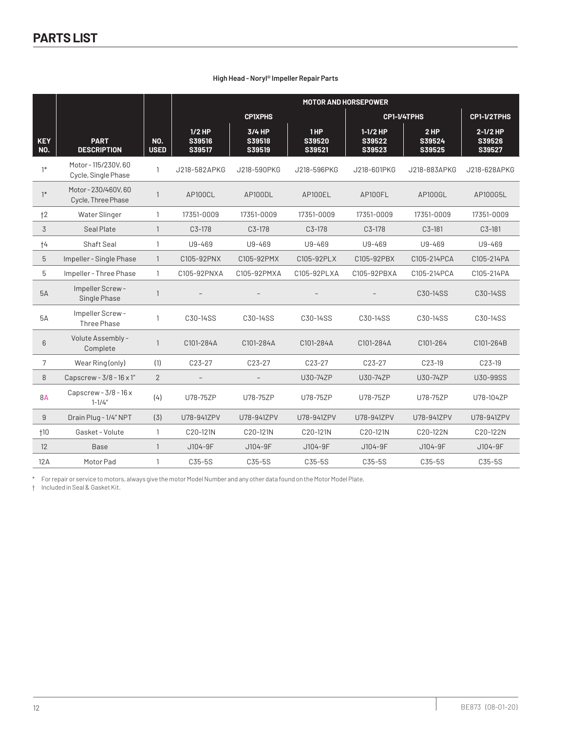## PARTS LIST

**High Head - Noryl® Impeller Repair Parts**

| | | | MOTOR AND HORSEPOWER | | | | | |
|---|---|---|---|---|---|---|---|---|
| | | | CP1XPHS | | | CP1-1/4TPHS | | CP1-1/2TPHS |
| KEY NO. | PART DESCRIPTION | NO. USED | 1/2 HP S39516 S39517 | 3/4 HP S39518 S39519 | 1 HP S39520 S39521 | 1-1/2 HP S39522 S39523 | 2 HP S39524 S39525 | 2-1/2 HP S39526 S39527 |
| 1* | Motor - 115/230V, 60 Cycle, Single Phase | 1 | J218-582APKG | J218-590PKG | J218-596PKG | J218-601PKG | J218-883APKG | J218-628APKG |
| 1* | Motor - 230/460V, 60 Cycle, Three Phase | 1 | AP100CL | AP100DL | AP100EL | AP100FL | AP100GL | AP100G5L |
| †2 | Water Slinger | 1 | 17351-0009 | 17351-0009 | 17351-0009 | 17351-0009 | 17351-0009 | 17351-0009 |
| 3 | Seal Plate | 1 | C3-178 | C3-178 | C3-178 | C3-178 | C3-181 | C3-181 |
| †4 | Shaft Seal | 1 | U9-469 | U9-469 | U9-469 | U9-469 | U9-469 | U9-469 |
| 5 | Impeller - Single Phase | 1 | C105-92PNX | C105-92PMX | C105-92PLX | C105-92PBX | C105-214PCA | C105-214PA |
| 5 | Impeller - Three Phase | 1 | C105-92PNXA | C105-92PMXA | C105-92PLXA | C105-92PBXA | C105-214PCA | C105-214PA |
| 5A | Impeller Screw - Single Phase | 1 | – | – | – | – | C30-14SS | C30-14SS |
| 5A | Impeller Screw - Three Phase | 1 | C30-14SS | C30-14SS | C30-14SS | C30-14SS | C30-14SS | C30-14SS |
| 6 | Volute Assembly - Complete | 1 | C101-284A | C101-284A | C101-284A | C101-284A | C101-264 | C101-264B |
| 7 | Wear Ring (only) | (1) | C23-27 | C23-27 | C23-27 | C23-27 | C23-19 | C23-19 |
| 8 | Capscrew - 3/8 - 16 x 1" | 2 | – | – | U30-74ZP | U30-74ZP | U30-74ZP | U30-99SS |
| 8A | Capscrew - 3/8 - 16 x 1-1/4" | (4) | U78-75ZP | U78-75ZP | U78-75ZP | U78-75ZP | U78-75ZP | U78-104ZP |
| 9 | Drain Plug - 1/4" NPT | (3) | U78-941ZPV | U78-941ZPV | U78-941ZPV | U78-941ZPV | U78-941ZPV | U78-941ZPV |
| †10 | Gasket - Volute | 1 | C20-121N | C20-121N | C20-121N | C20-121N | C20-122N | C20-122N |
| 12 | Base | 1 | J104-9F | J104-9F | J104-9F | J104-9F | J104-9F | J104-9F |
| 12A | Motor Pad | 1 | C35-5S | C35-5S | C35-5S | C35-5S | C35-5S | C35-5S |

\* For repair or service to motors, always give the motor Model Number and any other data found on the Motor Model Plate.

† Included in Seal & Gasket Kit.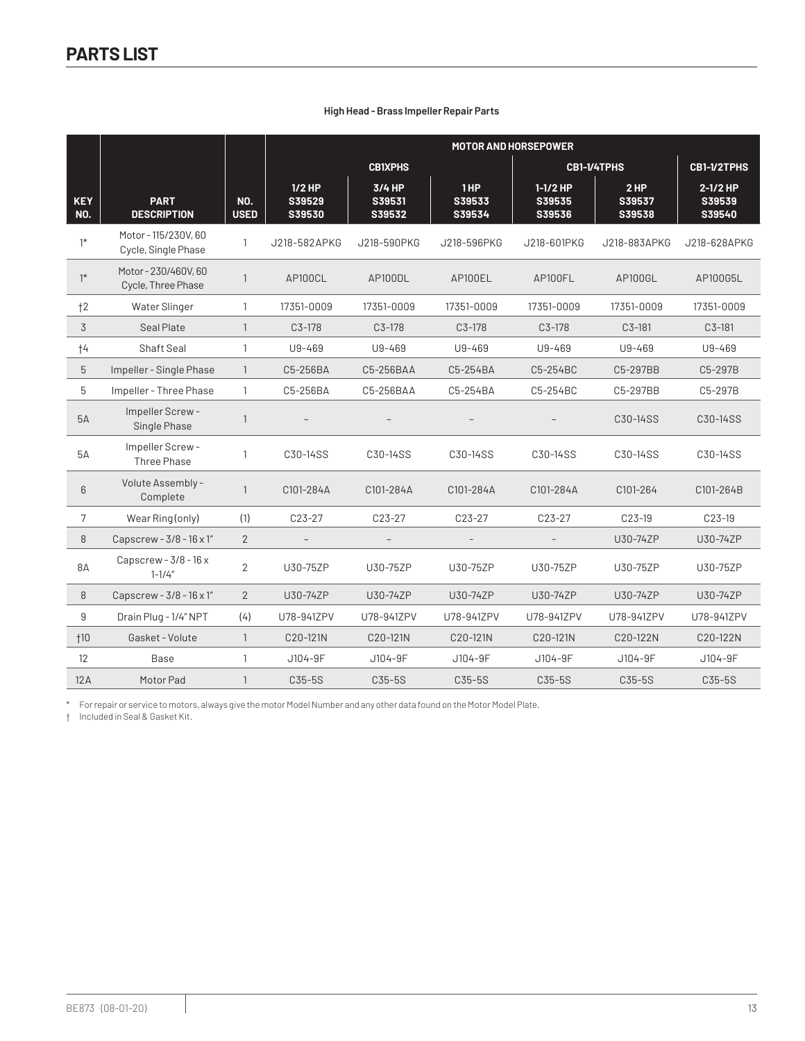# PARTS LIST

**High Head - Brass Impeller Repair Parts**

| | | | MOTOR AND HORSEPOWER | | | | | |
|---|---|---|---|---|---|---|---|---|
| | | | CB1XPHS | | | CB1-1/4TPHS | | CB1-1/2TPHS |
| **KEY NO.** | **PART DESCRIPTION** | **NO. USED** | **1/2 HP S39529 S39530** | **3/4 HP S39531 S39532** | **1 HP S39533 S39534** | **1-1/2 HP S39535 S39536** | **2 HP S39537 S39538** | **2-1/2 HP S39539 S39540** |
| 1* | Motor - 115/230V, 60 Cycle, Single Phase | 1 | J218-582APKG | J218-590PKG | J218-596PKG | J218-601PKG | J218-883APKG | J218-628APKG |
| 1* | Motor - 230/460V, 60 Cycle, Three Phase | 1 | AP100CL | AP100DL | AP100EL | AP100FL | AP100GL | AP100G5L |
| †2 | Water Slinger | 1 | 17351-0009 | 17351-0009 | 17351-0009 | 17351-0009 | 17351-0009 | 17351-0009 |
| 3 | Seal Plate | 1 | C3-178 | C3-178 | C3-178 | C3-178 | C3-181 | C3-181 |
| †4 | Shaft Seal | 1 | U9-469 | U9-469 | U9-469 | U9-469 | U9-469 | U9-469 |
| 5 | Impeller - Single Phase | 1 | C5-256BA | C5-256BAA | C5-254BA | C5-254BC | C5-297BB | C5-297B |
| 5 | Impeller - Three Phase | 1 | C5-256BA | C5-256BAA | C5-254BA | C5-254BC | C5-297BB | C5-297B |
| 5A | Impeller Screw - Single Phase | 1 | – | – | – | – | C30-14SS | C30-14SS |
| 5A | Impeller Screw - Three Phase | 1 | C30-14SS | C30-14SS | C30-14SS | C30-14SS | C30-14SS | C30-14SS |
| 6 | Volute Assembly - Complete | 1 | C101-284A | C101-284A | C101-284A | C101-284A | C101-264 | C101-264B |
| 7 | Wear Ring (only) | (1) | C23-27 | C23-27 | C23-27 | C23-27 | C23-19 | C23-19 |
| 8 | Capscrew - 3/8 - 16 x 1" | 2 | – | – | – | – | U30-74ZP | U30-74ZP |
| 8A | Capscrew - 3/8 - 16 x 1-1/4" | 2 | U30-75ZP | U30-75ZP | U30-75ZP | U30-75ZP | U30-75ZP | U30-75ZP |
| 8 | Capscrew - 3/8 - 16 x 1" | 2 | U30-74ZP | U30-74ZP | U30-74ZP | U30-74ZP | U30-74ZP | U30-74ZP |
| 9 | Drain Plug - 1/4" NPT | (4) | U78-941ZPV | U78-941ZPV | U78-941ZPV | U78-941ZPV | U78-941ZPV | U78-941ZPV |
| †10 | Gasket - Volute | 1 | C20-121N | C20-121N | C20-121N | C20-121N | C20-122N | C20-122N |
| 12 | Base | 1 | J104-9F | J104-9F | J104-9F | J104-9F | J104-9F | J104-9F |
| 12A | Motor Pad | 1 | C35-5S | C35-5S | C35-5S | C35-5S | C35-5S | C35-5S |

* For repair or service to motors, always give the motor Model Number and any other data found on the Motor Model Plate.

† Included in Seal & Gasket Kit.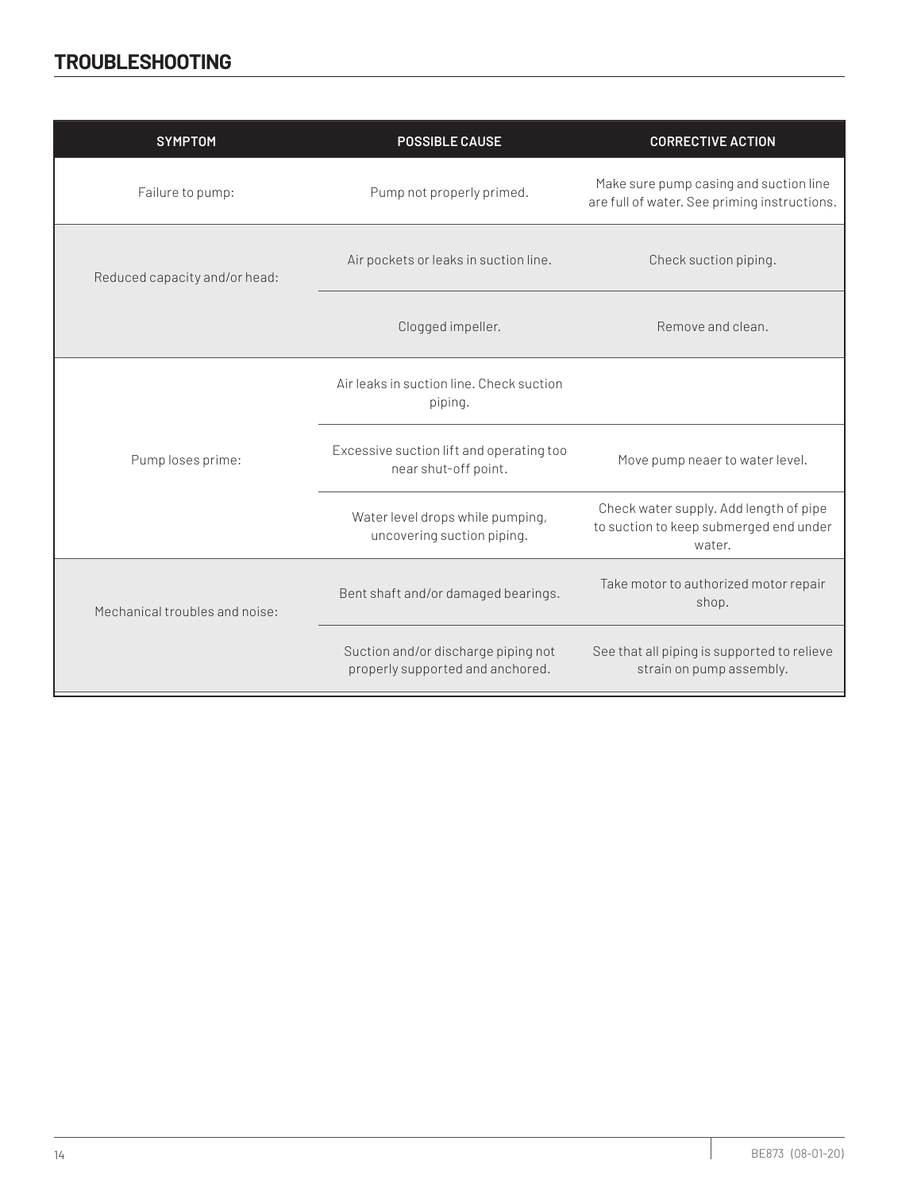## TROUBLESHOOTING

| SYMPTOM | POSSIBLE CAUSE | CORRECTIVE ACTION |
|---|---|---|
| Failure to pump: | Pump not properly primed. | Make sure pump casing and suction line are full of water. See priming instructions. |
| Reduced capacity and/or head: | Air pockets or leaks in suction line. | Check suction piping. |
| | Clogged impeller. | Remove and clean. |
| Pump loses prime: | Air leaks in suction line. Check suction piping. | |
| | Excessive suction lift and operating too near shut-off point. | Move pump neaer to water level. |
| | Water level drops while pumping, uncovering suction piping. | Check water supply. Add length of pipe to suction to keep submerged end under water. |
| Mechanical troubles and noise: | Bent shaft and/or damaged bearings. | Take motor to authorized motor repair shop. |
| | Suction and/or discharge piping not properly supported and anchored. | See that all piping is supported to relieve strain on pump assembly. |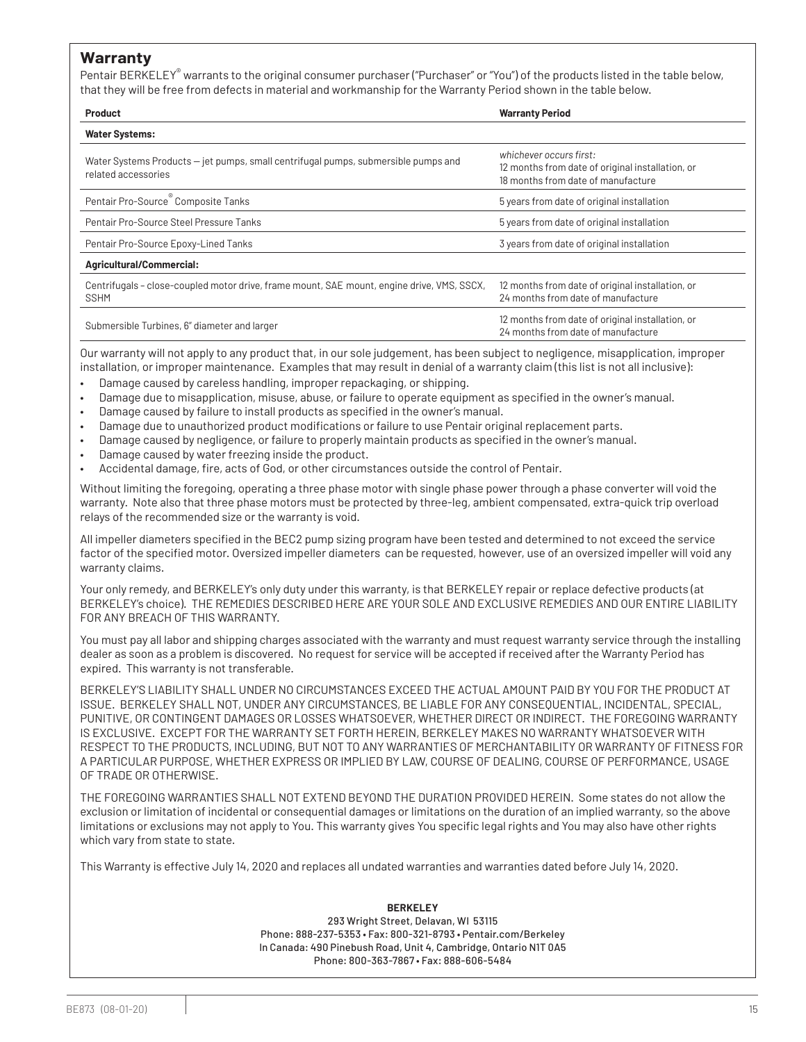## Warranty

Pentair BERKELEY® warrants to the original consumer purchaser ("Purchaser" or "You") of the products listed in the table below, that they will be free from defects in material and workmanship for the Warranty Period shown in the table below.

| Product | Warranty Period |
|---|---|
| **Water Systems:** | |
| Water Systems Products — jet pumps, small centrifugal pumps, submersible pumps and related accessories | *whichever occurs first:* 12 months from date of original installation, or 18 months from date of manufacture |
| Pentair Pro-Source® Composite Tanks | 5 years from date of original installation |
| Pentair Pro-Source Steel Pressure Tanks | 5 years from date of original installation |
| Pentair Pro-Source Epoxy-Lined Tanks | 3 years from date of original installation |
| **Agricultural/Commercial:** | |
| Centrifugals – close-coupled motor drive, frame mount, SAE mount, engine drive, VMS, SSCX, SSHM | 12 months from date of original installation, or 24 months from date of manufacture |
| Submersible Turbines, 6" diameter and larger | 12 months from date of original installation, or 24 months from date of manufacture |

Our warranty will not apply to any product that, in our sole judgement, has been subject to negligence, misapplication, improper installation, or improper maintenance. Examples that may result in denial of a warranty claim (this list is not all inclusive):

- Damage caused by careless handling, improper repackaging, or shipping.
- Damage due to misapplication, misuse, abuse, or failure to operate equipment as specified in the owner's manual.
- Damage caused by failure to install products as specified in the owner's manual.
- Damage due to unauthorized product modifications or failure to use Pentair original replacement parts.
- Damage caused by negligence, or failure to properly maintain products as specified in the owner's manual.
- Damage caused by water freezing inside the product.
- Accidental damage, fire, acts of God, or other circumstances outside the control of Pentair.

Without limiting the foregoing, operating a three phase motor with single phase power through a phase converter will void the warranty. Note also that three phase motors must be protected by three-leg, ambient compensated, extra-quick trip overload relays of the recommended size or the warranty is void.

All impeller diameters specified in the BEC2 pump sizing program have been tested and determined to not exceed the service factor of the specified motor. Oversized impeller diameters can be requested, however, use of an oversized impeller will void any warranty claims.

Your only remedy, and BERKELEY's only duty under this warranty, is that BERKELEY repair or replace defective products (at BERKELEY's choice). THE REMEDIES DESCRIBED HERE ARE YOUR SOLE AND EXCLUSIVE REMEDIES AND OUR ENTIRE LIABILITY FOR ANY BREACH OF THIS WARRANTY.

You must pay all labor and shipping charges associated with the warranty and must request warranty service through the installing dealer as soon as a problem is discovered. No request for service will be accepted if received after the Warranty Period has expired. This warranty is not transferable.

BERKELEY'S LIABILITY SHALL UNDER NO CIRCUMSTANCES EXCEED THE ACTUAL AMOUNT PAID BY YOU FOR THE PRODUCT AT ISSUE. BERKELEY SHALL NOT, UNDER ANY CIRCUMSTANCES, BE LIABLE FOR ANY CONSEQUENTIAL, INCIDENTAL, SPECIAL, PUNITIVE, OR CONTINGENT DAMAGES OR LOSSES WHATSOEVER, WHETHER DIRECT OR INDIRECT. THE FOREGOING WARRANTY IS EXCLUSIVE. EXCEPT FOR THE WARRANTY SET FORTH HEREIN, BERKELEY MAKES NO WARRANTY WHATSOEVER WITH RESPECT TO THE PRODUCTS, INCLUDING, BUT NOT TO ANY WARRANTIES OF MERCHANTABILITY OR WARRANTY OF FITNESS FOR A PARTICULAR PURPOSE, WHETHER EXPRESS OR IMPLIED BY LAW, COURSE OF DEALING, COURSE OF PERFORMANCE, USAGE OF TRADE OR OTHERWISE.

THE FOREGOING WARRANTIES SHALL NOT EXTEND BEYOND THE DURATION PROVIDED HEREIN. Some states do not allow the exclusion or limitation of incidental or consequential damages or limitations on the duration of an implied warranty, so the above limitations or exclusions may not apply to You. This warranty gives You specific legal rights and You may also have other rights which vary from state to state.

This Warranty is effective July 14, 2020 and replaces all undated warranties and warranties dated before July 14, 2020.

**BERKELEY**
293 Wright Street, Delavan, WI 53115
Phone: 888-237-5353 • Fax: 800-321-8793 • Pentair.com/Berkeley
In Canada: 490 Pinebush Road, Unit 4, Cambridge, Ontario N1T 0A5
Phone: 800-363-7867 • Fax: 888-606-5484

BE873 (08-01-20)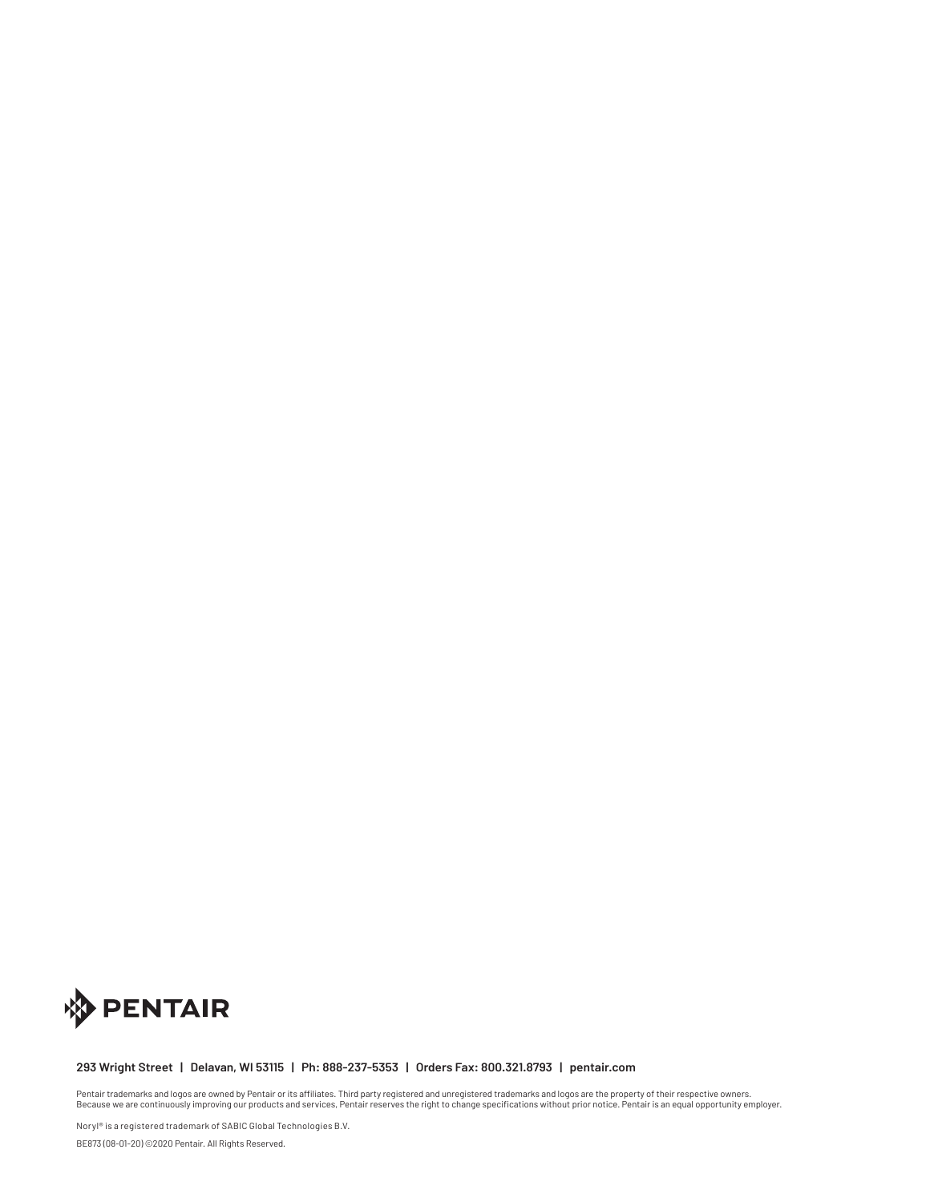PENTAIR

**293 Wright Street | Delavan, WI 53115 | Ph: 888-237-5353 | Orders Fax: 800.321.8793 | pentair.com**

Pentair trademarks and logos are owned by Pentair or its affiliates. Third party registered and unregistered trademarks and logos are the property of their respective owners. Because we are continuously improving our products and services, Pentair reserves the right to change specifications without prior notice. Pentair is an equal opportunity employer.

Noryl® is a registered trademark of SABIC Global Technologies B.V.

BE873 (08-01-20) ©2020 Pentair. All Rights Reserved.